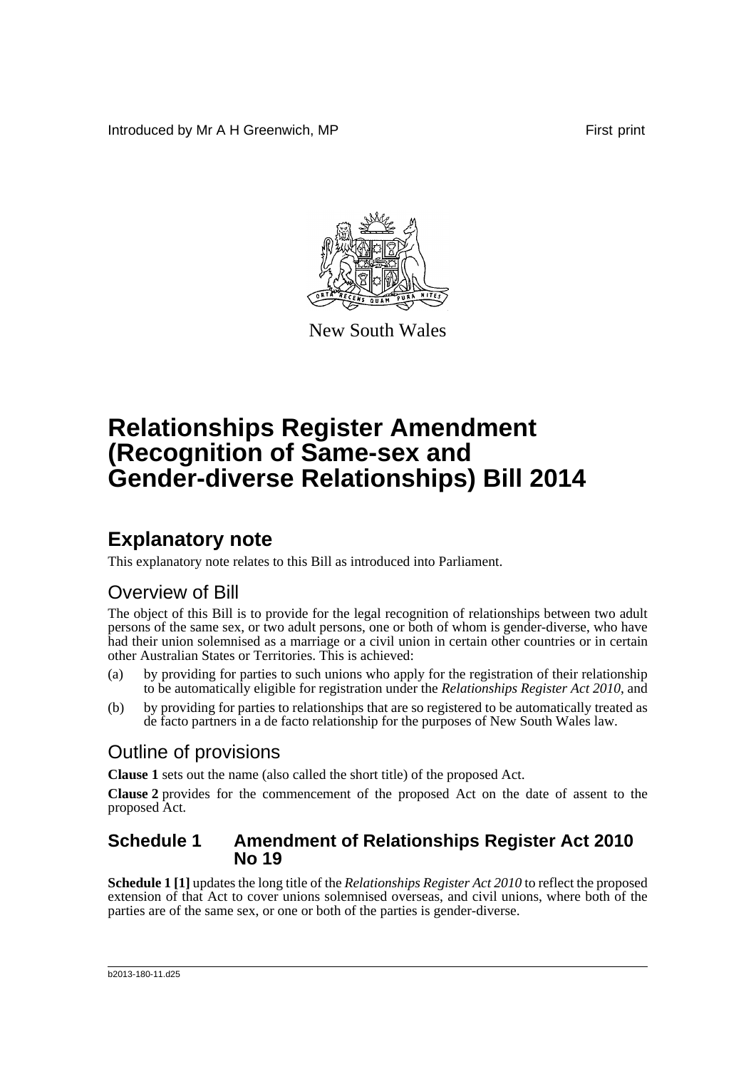Introduced by Mr A H Greenwich, MP First print

New South Wales

# Relationships Register Amendment (Recognition of Same-sex and Gender-diverse Relationships) Bill 2014

## Explanatory note

This explanatory note relates to this Bill as introduced into Parliament.

## Overview of Bill

The object of this Bill is to provide for the legal recognition of relationships between two adult persons of the same sex, or two adult persons, one or both of whom is gender-diverse, who have had their union solemnised as a marriage or a civil union in certain other countries or in certain other Australian States or Territories. This is achieved:

(a) by providing for parties to such unions who apply for the registration of their relationship to be automatically eligible for registration under the *Relationships Register Act 2010*, and

(b) by providing for parties to relationships that are so registered to be automatically treated as de facto partners in a de facto relationship for the purposes of New South Wales law.

## Outline of provisions

**Clause 1** sets out the name (also called the short title) of the proposed Act.

**Clause 2** provides for the commencement of the proposed Act on the date of assent to the proposed Act.

### Schedule 1 Amendment of Relationships Register Act 2010 No 19

**Schedule 1 [1]** updates the long title of the *Relationships Register Act 2010* to reflect the proposed extension of that Act to cover unions solemnised overseas, and civil unions, where both of the parties are of the same sex, or one or both of the parties is gender-diverse.

b2013-180-11.d25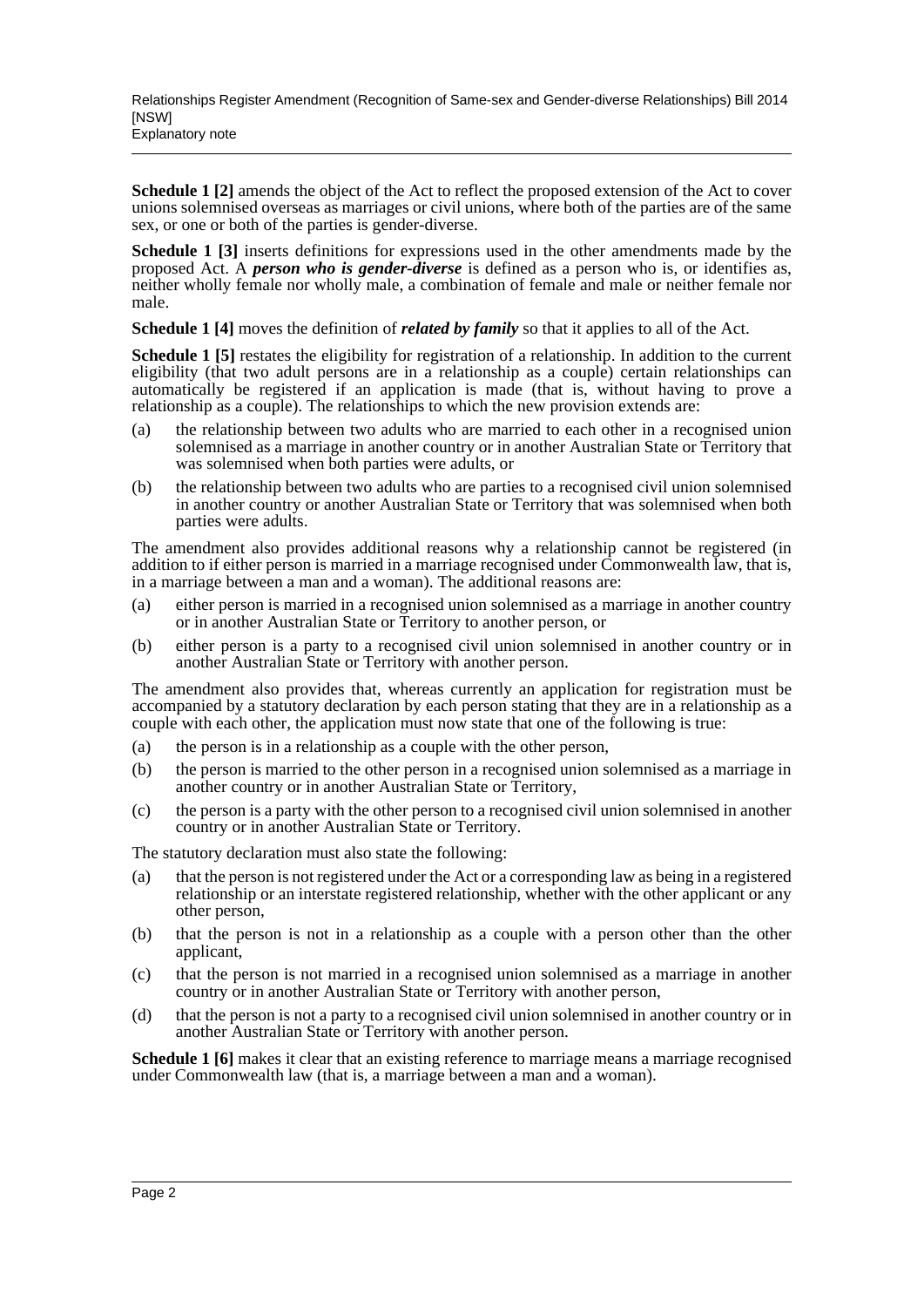**Schedule 1 [2]** amends the object of the Act to reflect the proposed extension of the Act to cover unions solemnised overseas as marriages or civil unions, where both of the parties are of the same sex, or one or both of the parties is gender-diverse.

**Schedule 1 [3]** inserts definitions for expressions used in the other amendments made by the proposed Act. A ***person who is gender-diverse*** is defined as a person who is, or identifies as, neither wholly female nor wholly male, a combination of female and male or neither female nor male.

**Schedule 1 [4]** moves the definition of ***related by family*** so that it applies to all of the Act.

**Schedule 1 [5]** restates the eligibility for registration of a relationship. In addition to the current eligibility (that two adult persons are in a relationship as a couple) certain relationships can automatically be registered if an application is made (that is, without having to prove a relationship as a couple). The relationships to which the new provision extends are:

(a) the relationship between two adults who are married to each other in a recognised union solemnised as a marriage in another country or in another Australian State or Territory that was solemnised when both parties were adults, or

(b) the relationship between two adults who are parties to a recognised civil union solemnised in another country or another Australian State or Territory that was solemnised when both parties were adults.

The amendment also provides additional reasons why a relationship cannot be registered (in addition to if either person is married in a marriage recognised under Commonwealth law, that is, in a marriage between a man and a woman). The additional reasons are:

(a) either person is married in a recognised union solemnised as a marriage in another country or in another Australian State or Territory to another person, or

(b) either person is a party to a recognised civil union solemnised in another country or in another Australian State or Territory with another person.

The amendment also provides that, whereas currently an application for registration must be accompanied by a statutory declaration by each person stating that they are in a relationship as a couple with each other, the application must now state that one of the following is true:

(a) the person is in a relationship as a couple with the other person,

(b) the person is married to the other person in a recognised union solemnised as a marriage in another country or in another Australian State or Territory,

(c) the person is a party with the other person to a recognised civil union solemnised in another country or in another Australian State or Territory.

The statutory declaration must also state the following:

(a) that the person is not registered under the Act or a corresponding law as being in a registered relationship or an interstate registered relationship, whether with the other applicant or any other person,

(b) that the person is not in a relationship as a couple with a person other than the other applicant,

(c) that the person is not married in a recognised union solemnised as a marriage in another country or in another Australian State or Territory with another person,

(d) that the person is not a party to a recognised civil union solemnised in another country or in another Australian State or Territory with another person.

**Schedule 1 [6]** makes it clear that an existing reference to marriage means a marriage recognised under Commonwealth law (that is, a marriage between a man and a woman).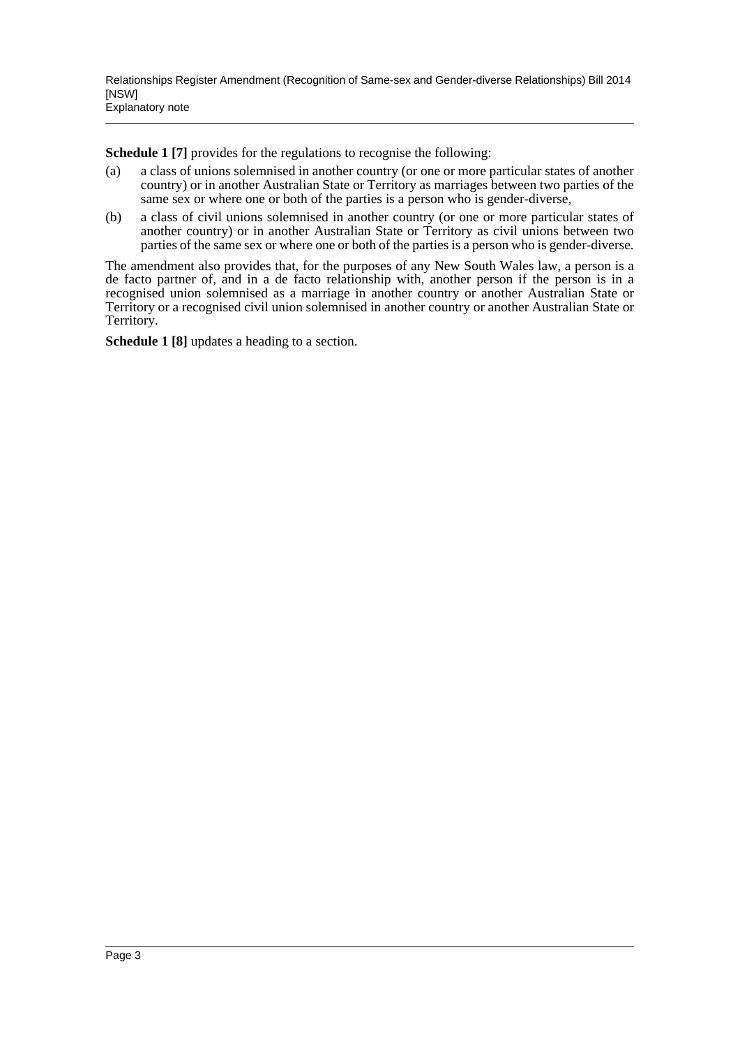**Schedule 1 [7]** provides for the regulations to recognise the following:

(a) a class of unions solemnised in another country (or one or more particular states of another country) or in another Australian State or Territory as marriages between two parties of the same sex or where one or both of the parties is a person who is gender-diverse,

(b) a class of civil unions solemnised in another country (or one or more particular states of another country) or in another Australian State or Territory as civil unions between two parties of the same sex or where one or both of the parties is a person who is gender-diverse.

The amendment also provides that, for the purposes of any New South Wales law, a person is a de facto partner of, and in a de facto relationship with, another person if the person is in a recognised union solemnised as a marriage in another country or another Australian State or Territory or a recognised civil union solemnised in another country or another Australian State or Territory.

**Schedule 1 [8]** updates a heading to a section.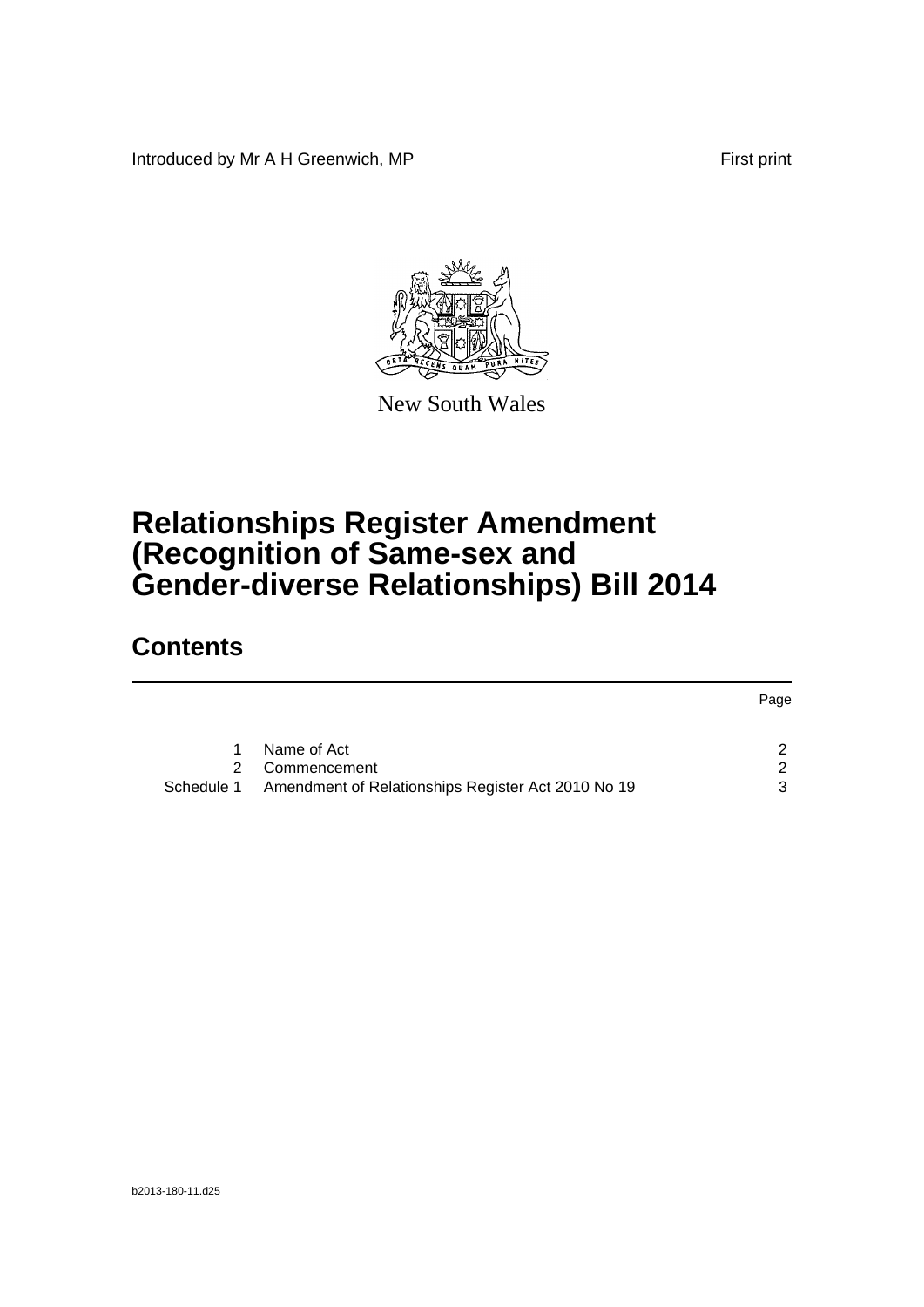Introduced by Mr A H Greenwich, MP First print

New South Wales

# Relationships Register Amendment (Recognition of Same-sex and Gender-diverse Relationships) Bill 2014

## Contents

| | | Page |
|---|---|---|
| 1 | Name of Act | 2 |
| 2 | Commencement | 2 |
| Schedule 1 | Amendment of Relationships Register Act 2010 No 19 | 3 |

b2013-180-11.d25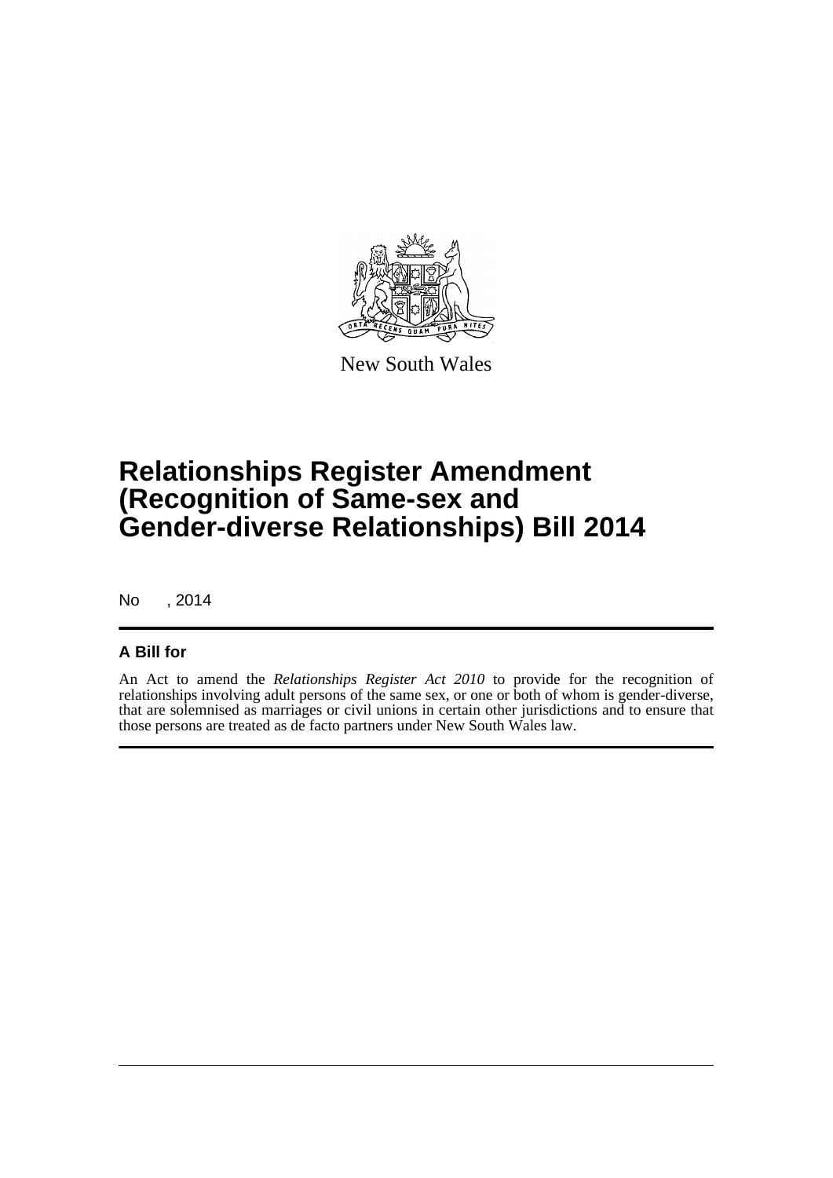New South Wales

# Relationships Register Amendment (Recognition of Same-sex and Gender-diverse Relationships) Bill 2014

No , 2014

## A Bill for

An Act to amend the *Relationships Register Act 2010* to provide for the recognition of relationships involving adult persons of the same sex, or one or both of whom is gender-diverse, that are solemnised as marriages or civil unions in certain other jurisdictions and to ensure that those persons are treated as de facto partners under New South Wales law.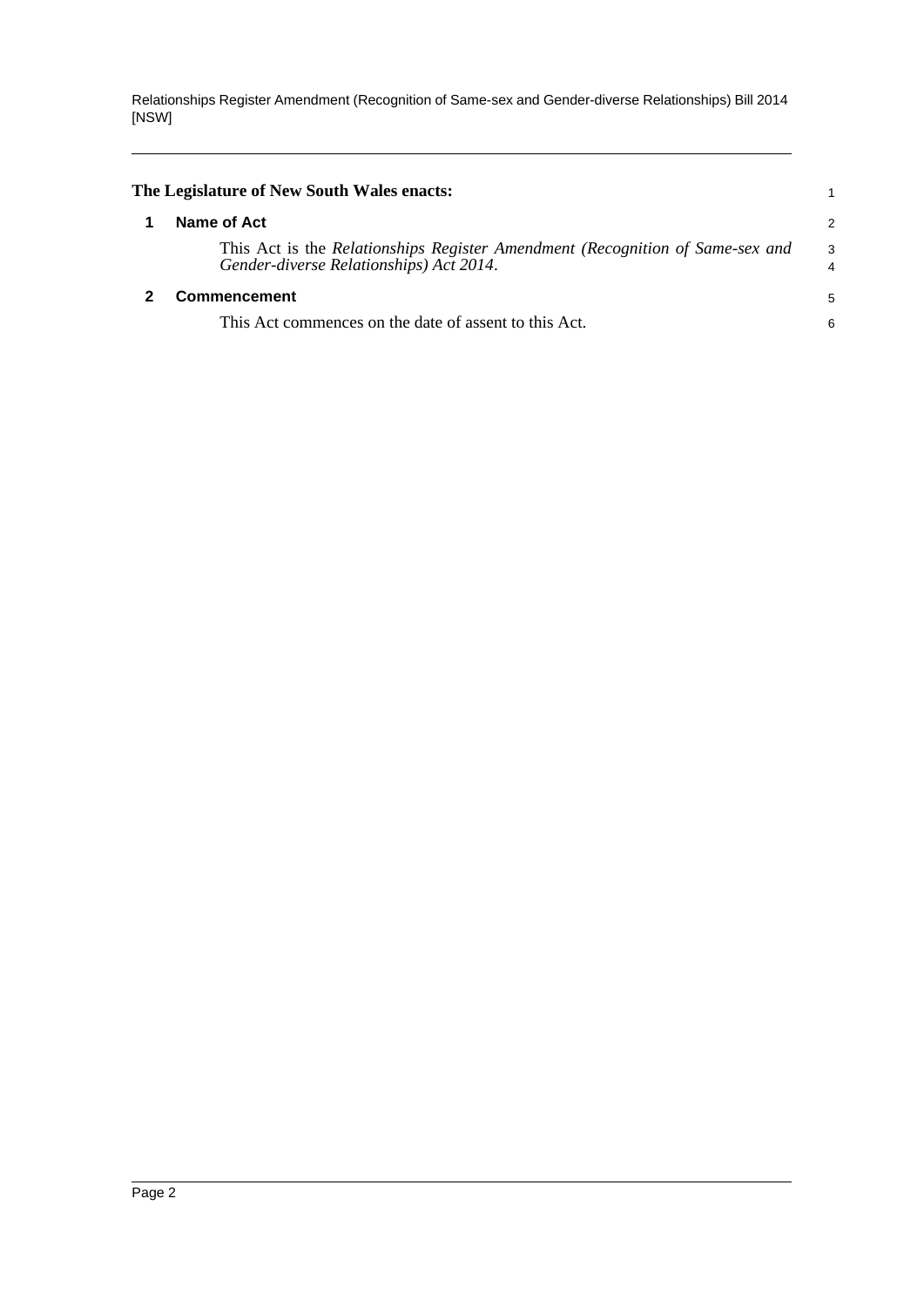**The Legislature of New South Wales enacts:**

## 1 Name of Act

This Act is the *Relationships Register Amendment (Recognition of Same-sex and Gender-diverse Relationships) Act 2014*.

## 2 Commencement

This Act commences on the date of assent to this Act.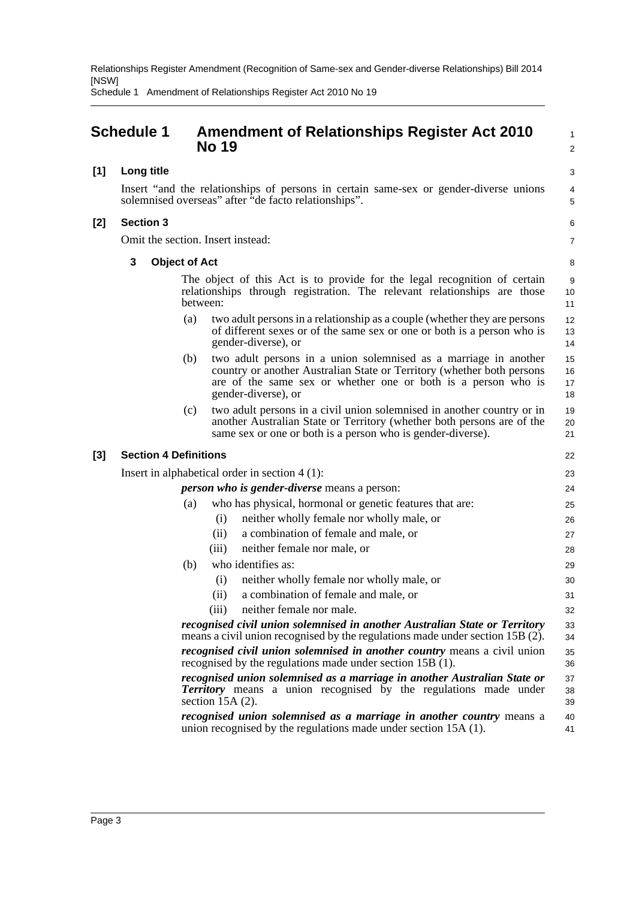# Schedule 1 Amendment of Relationships Register Act 2010 No 19

**[1] Long title**

Insert "and the relationships of persons in certain same-sex or gender-diverse unions solemnised overseas" after "de facto relationships".

**[2] Section 3**

Omit the section. Insert instead:

**3 Object of Act**

The object of this Act is to provide for the legal recognition of certain relationships through registration. The relevant relationships are those between:

(a) two adult persons in a relationship as a couple (whether they are persons of different sexes or of the same sex or one or both is a person who is gender-diverse), or

(b) two adult persons in a union solemnised as a marriage in another country or another Australian State or Territory (whether both persons are of the same sex or whether one or both is a person who is gender-diverse), or

(c) two adult persons in a civil union solemnised in another country or in another Australian State or Territory (whether both persons are of the same sex or one or both is a person who is gender-diverse).

**[3] Section 4 Definitions**

Insert in alphabetical order in section 4 (1):

***person who is gender-diverse*** means a person:

(a) who has physical, hormonal or genetic features that are:

(i) neither wholly female nor wholly male, or

(ii) a combination of female and male, or

(iii) neither female nor male, or

(b) who identifies as:

(i) neither wholly female nor wholly male, or

(ii) a combination of female and male, or

(iii) neither female nor male.

***recognised civil union solemnised in another Australian State or Territory*** means a civil union recognised by the regulations made under section 15B (2).

***recognised civil union solemnised in another country*** means a civil union recognised by the regulations made under section 15B (1).

***recognised union solemnised as a marriage in another Australian State or Territory*** means a union recognised by the regulations made under section 15A (2).

***recognised union solemnised as a marriage in another country*** means a union recognised by the regulations made under section 15A (1).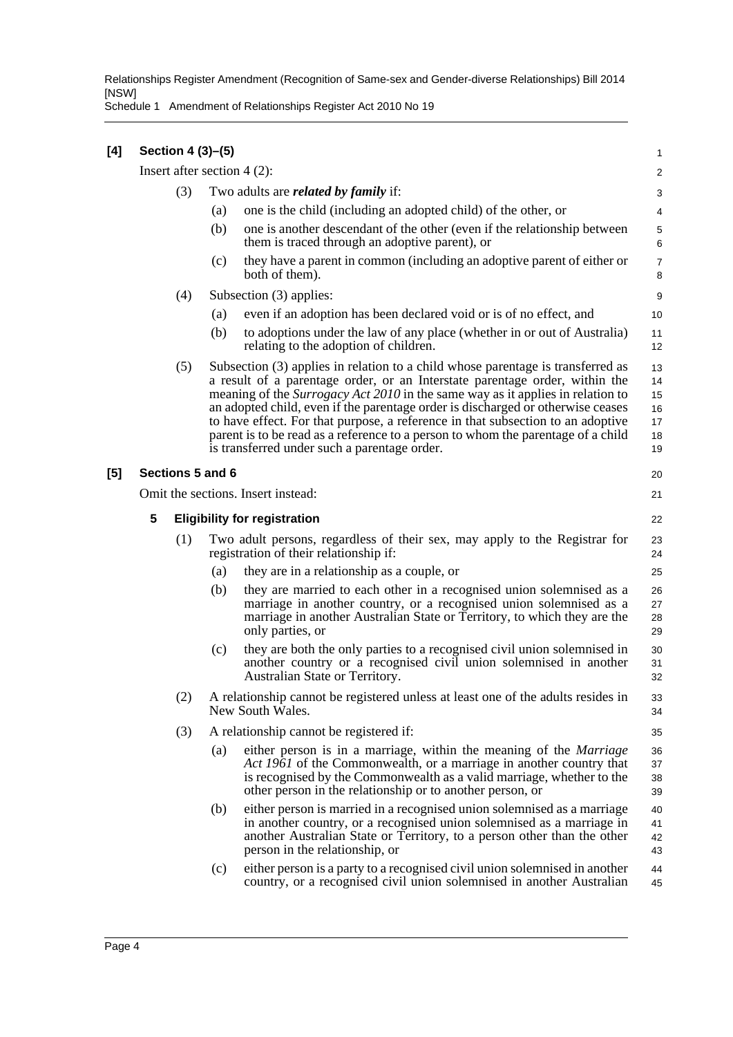**[4] Section 4 (3)–(5)**

Insert after section 4 (2):

(3) Two adults are ***related by family*** if:

(a) one is the child (including an adopted child) of the other, or

(b) one is another descendant of the other (even if the relationship between them is traced through an adoptive parent), or

(c) they have a parent in common (including an adoptive parent of either or both of them).

(4) Subsection (3) applies:

(a) even if an adoption has been declared void or is of no effect, and

(b) to adoptions under the law of any place (whether in or out of Australia) relating to the adoption of children.

(5) Subsection (3) applies in relation to a child whose parentage is transferred as a result of a parentage order, or an Interstate parentage order, within the meaning of the *Surrogacy Act 2010* in the same way as it applies in relation to an adopted child, even if the parentage order is discharged or otherwise ceases to have effect. For that purpose, a reference in that subsection to an adoptive parent is to be read as a reference to a person to whom the parentage of a child is transferred under such a parentage order.

**[5] Sections 5 and 6**

Omit the sections. Insert instead:

**5 Eligibility for registration**

(1) Two adult persons, regardless of their sex, may apply to the Registrar for registration of their relationship if:

(a) they are in a relationship as a couple, or

(b) they are married to each other in a recognised union solemnised as a marriage in another country, or a recognised union solemnised as a marriage in another Australian State or Territory, to which they are the only parties, or

(c) they are both the only parties to a recognised civil union solemnised in another country or a recognised civil union solemnised in another Australian State or Territory.

(2) A relationship cannot be registered unless at least one of the adults resides in New South Wales.

(3) A relationship cannot be registered if:

(a) either person is in a marriage, within the meaning of the *Marriage Act 1961* of the Commonwealth, or a marriage in another country that is recognised by the Commonwealth as a valid marriage, whether to the other person in the relationship or to another person, or

(b) either person is married in a recognised union solemnised as a marriage in another country, or a recognised union solemnised as a marriage in another Australian State or Territory, to a person other than the other person in the relationship, or

(c) either person is a party to a recognised civil union solemnised in another country, or a recognised civil union solemnised in another Australian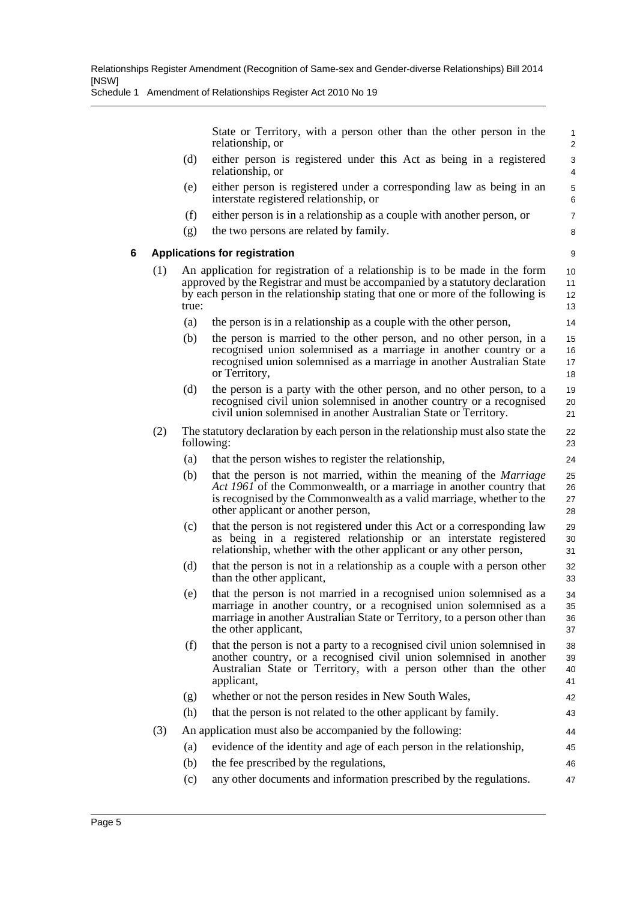State or Territory, with a person other than the other person in the relationship, or

(d) either person is registered under this Act as being in a registered relationship, or

(e) either person is registered under a corresponding law as being in an interstate registered relationship, or

(f) either person is in a relationship as a couple with another person, or

(g) the two persons are related by family.

### 6 Applications for registration

(1) An application for registration of a relationship is to be made in the form approved by the Registrar and must be accompanied by a statutory declaration by each person in the relationship stating that one or more of the following is true:

(a) the person is in a relationship as a couple with the other person,

(b) the person is married to the other person, and no other person, in a recognised union solemnised as a marriage in another country or a recognised union solemnised as a marriage in another Australian State or Territory,

(d) the person is a party with the other person, and no other person, to a recognised civil union solemnised in another country or a recognised civil union solemnised in another Australian State or Territory.

(2) The statutory declaration by each person in the relationship must also state the following:

(a) that the person wishes to register the relationship,

(b) that the person is not married, within the meaning of the *Marriage Act 1961* of the Commonwealth, or a marriage in another country that is recognised by the Commonwealth as a valid marriage, whether to the other applicant or another person,

(c) that the person is not registered under this Act or a corresponding law as being in a registered relationship or an interstate registered relationship, whether with the other applicant or any other person,

(d) that the person is not in a relationship as a couple with a person other than the other applicant,

(e) that the person is not married in a recognised union solemnised as a marriage in another country, or a recognised union solemnised as a marriage in another Australian State or Territory, to a person other than the other applicant,

(f) that the person is not a party to a recognised civil union solemnised in another country, or a recognised civil union solemnised in another Australian State or Territory, with a person other than the other applicant,

(g) whether or not the person resides in New South Wales,

(h) that the person is not related to the other applicant by family.

(3) An application must also be accompanied by the following:

(a) evidence of the identity and age of each person in the relationship,

(b) the fee prescribed by the regulations,

(c) any other documents and information prescribed by the regulations.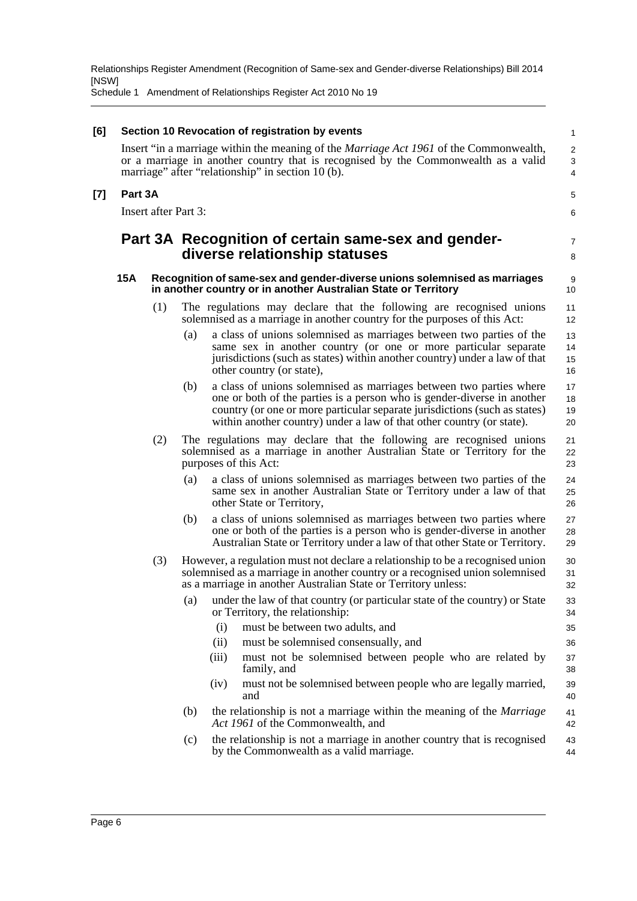**[6] Section 10 Revocation of registration by events**

Insert "in a marriage within the meaning of the *Marriage Act 1961* of the Commonwealth, or a marriage in another country that is recognised by the Commonwealth as a valid marriage" after "relationship" in section 10 (b).

**[7] Part 3A**

Insert after Part 3:

## Part 3A Recognition of certain same-sex and gender-diverse relationship statuses

### 15A Recognition of same-sex and gender-diverse unions solemnised as marriages in another country or in another Australian State or Territory

(1) The regulations may declare that the following are recognised unions solemnised as a marriage in another country for the purposes of this Act:

- (a) a class of unions solemnised as marriages between two parties of the same sex in another country (or one or more particular separate jurisdictions (such as states) within another country) under a law of that other country (or state),
- (b) a class of unions solemnised as marriages between two parties where one or both of the parties is a person who is gender-diverse in another country (or one or more particular separate jurisdictions (such as states) within another country) under a law of that other country (or state).

(2) The regulations may declare that the following are recognised unions solemnised as a marriage in another Australian State or Territory for the purposes of this Act:

- (a) a class of unions solemnised as marriages between two parties of the same sex in another Australian State or Territory under a law of that other State or Territory,
- (b) a class of unions solemnised as marriages between two parties where one or both of the parties is a person who is gender-diverse in another Australian State or Territory under a law of that other State or Territory.

(3) However, a regulation must not declare a relationship to be a recognised union solemnised as a marriage in another country or a recognised union solemnised as a marriage in another Australian State or Territory unless:

- (a) under the law of that country (or particular state of the country) or State or Territory, the relationship:
  - (i) must be between two adults, and
  - (ii) must be solemnised consensually, and
  - (iii) must not be solemnised between people who are related by family, and
  - (iv) must not be solemnised between people who are legally married, and
- (b) the relationship is not a marriage within the meaning of the *Marriage Act 1961* of the Commonwealth, and
- (c) the relationship is not a marriage in another country that is recognised by the Commonwealth as a valid marriage.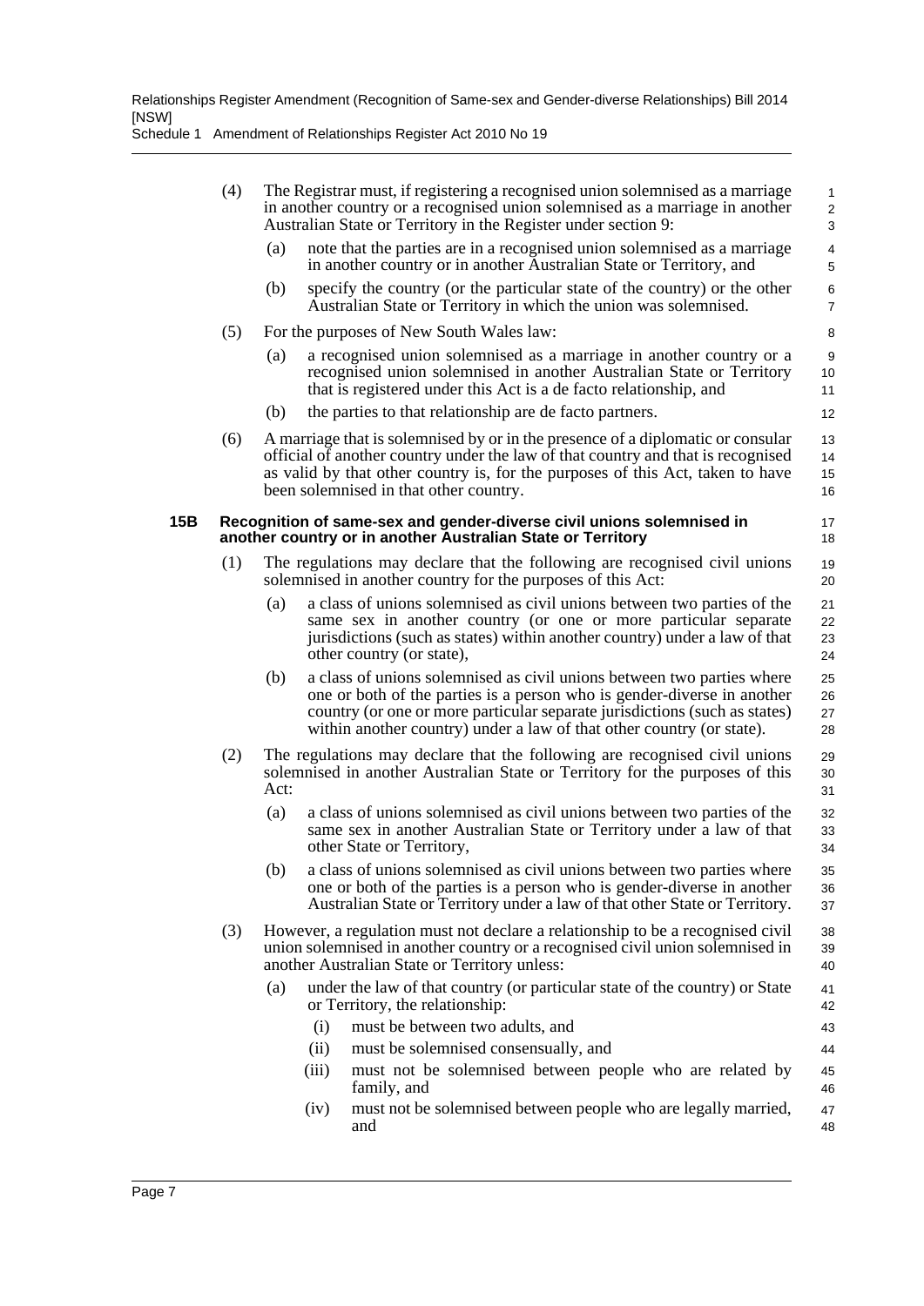(4) The Registrar must, if registering a recognised union solemnised as a marriage in another country or a recognised union solemnised as a marriage in another Australian State or Territory in the Register under section 9:

(a) note that the parties are in a recognised union solemnised as a marriage in another country or in another Australian State or Territory, and

(b) specify the country (or the particular state of the country) or the other Australian State or Territory in which the union was solemnised.

(5) For the purposes of New South Wales law:

(a) a recognised union solemnised as a marriage in another country or a recognised union solemnised in another Australian State or Territory that is registered under this Act is a de facto relationship, and

(b) the parties to that relationship are de facto partners.

(6) A marriage that is solemnised by or in the presence of a diplomatic or consular official of another country under the law of that country and that is recognised as valid by that other country is, for the purposes of this Act, taken to have been solemnised in that other country.

**15B Recognition of same-sex and gender-diverse civil unions solemnised in another country or in another Australian State or Territory**

(1) The regulations may declare that the following are recognised civil unions solemnised in another country for the purposes of this Act:

(a) a class of unions solemnised as civil unions between two parties of the same sex in another country (or one or more particular separate jurisdictions (such as states) within another country) under a law of that other country (or state),

(b) a class of unions solemnised as civil unions between two parties where one or both of the parties is a person who is gender-diverse in another country (or one or more particular separate jurisdictions (such as states) within another country) under a law of that other country (or state).

(2) The regulations may declare that the following are recognised civil unions solemnised in another Australian State or Territory for the purposes of this Act:

(a) a class of unions solemnised as civil unions between two parties of the same sex in another Australian State or Territory under a law of that other State or Territory,

(b) a class of unions solemnised as civil unions between two parties where one or both of the parties is a person who is gender-diverse in another Australian State or Territory under a law of that other State or Territory.

(3) However, a regulation must not declare a relationship to be a recognised civil union solemnised in another country or a recognised civil union solemnised in another Australian State or Territory unless:

(a) under the law of that country (or particular state of the country) or State or Territory, the relationship:

(i) must be between two adults, and

(ii) must be solemnised consensually, and

(iii) must not be solemnised between people who are related by family, and

(iv) must not be solemnised between people who are legally married, and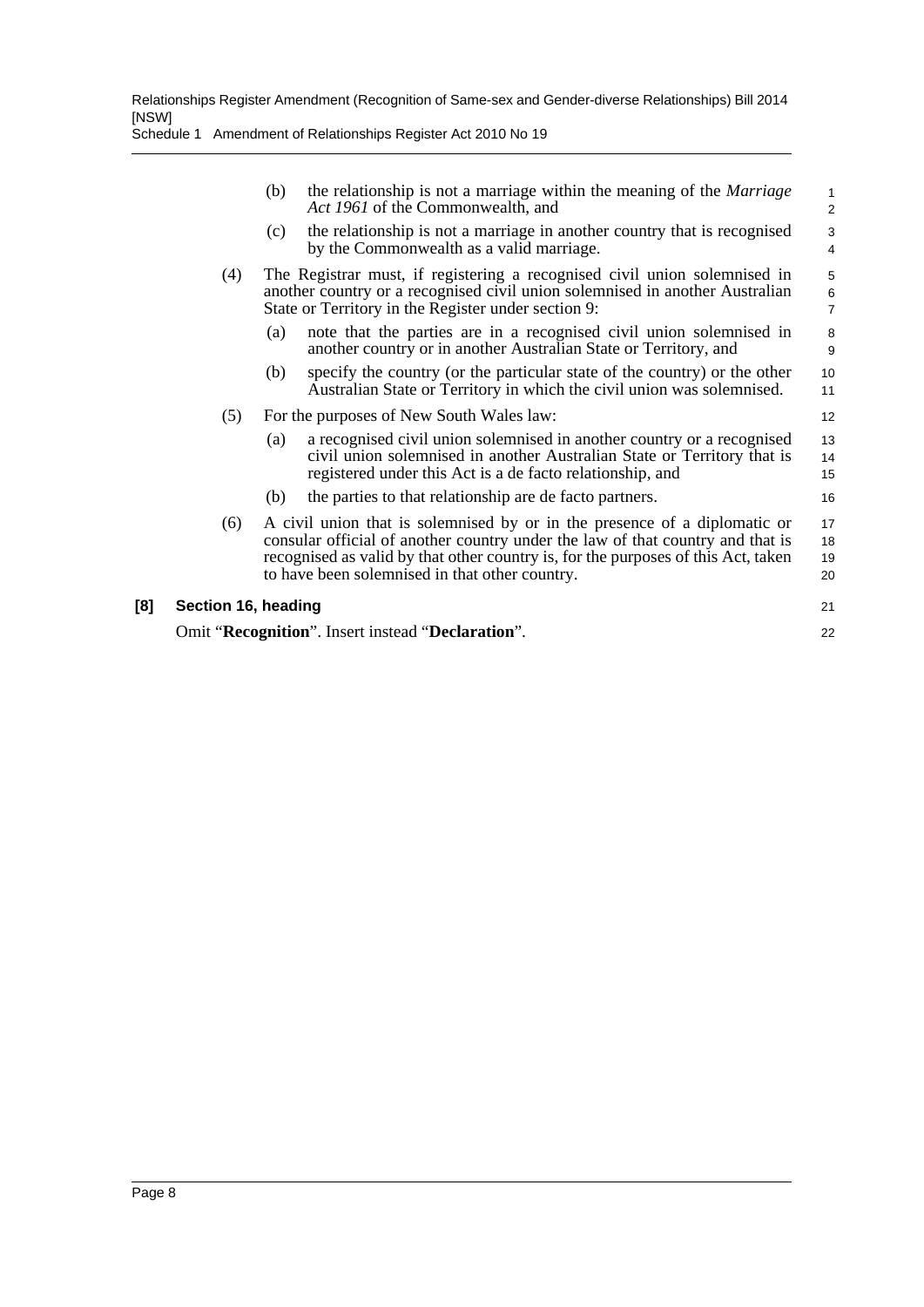(b) the relationship is not a marriage within the meaning of the *Marriage Act 1961* of the Commonwealth, and

(c) the relationship is not a marriage in another country that is recognised by the Commonwealth as a valid marriage.

(4) The Registrar must, if registering a recognised civil union solemnised in another country or a recognised civil union solemnised in another Australian State or Territory in the Register under section 9:

(a) note that the parties are in a recognised civil union solemnised in another country or in another Australian State or Territory, and

(b) specify the country (or the particular state of the country) or the other Australian State or Territory in which the civil union was solemnised.

(5) For the purposes of New South Wales law:

(a) a recognised civil union solemnised in another country or a recognised civil union solemnised in another Australian State or Territory that is registered under this Act is a de facto relationship, and

(b) the parties to that relationship are de facto partners.

(6) A civil union that is solemnised by or in the presence of a diplomatic or consular official of another country under the law of that country and that is recognised as valid by that other country is, for the purposes of this Act, taken to have been solemnised in that other country.

**[8] Section 16, heading**

Omit "**Recognition**". Insert instead "**Declaration**".